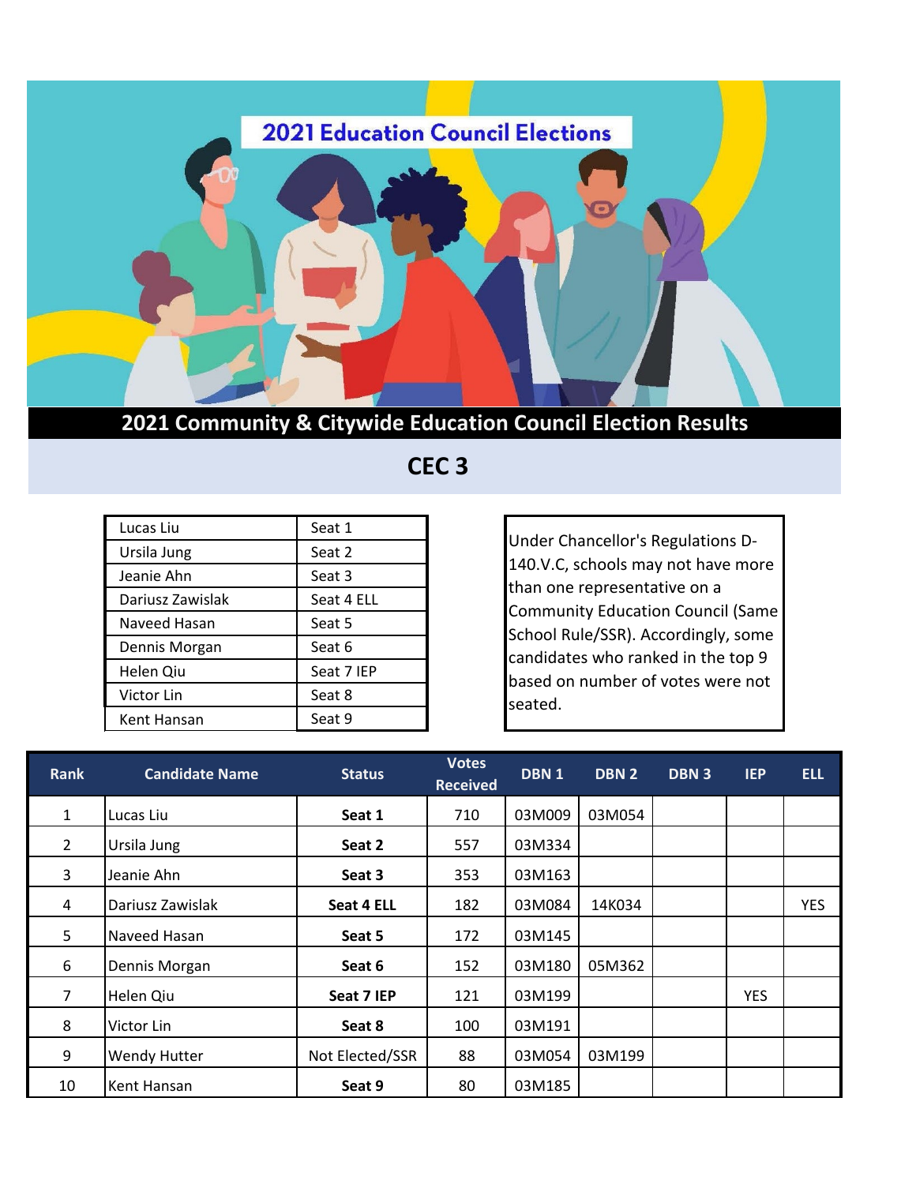# 2021 Education Council Elections

## 2021 Community & Citywide Education Council Election Results

## CEC 3

| | |
|---|---|
| Lucas Liu | Seat 1 |
| Ursila Jung | Seat 2 |
| Jeanie Ahn | Seat 3 |
| Dariusz Zawislak | Seat 4 ELL |
| Naveed Hasan | Seat 5 |
| Dennis Morgan | Seat 6 |
| Helen Qiu | Seat 7 IEP |
| Victor Lin | Seat 8 |
| Kent Hansan | Seat 9 |

Under Chancellor's Regulations D-140.V.C, schools may not have more than one representative on a Community Education Council (Same School Rule/SSR). Accordingly, some candidates who ranked in the top 9 based on number of votes were not seated.

| Rank | Candidate Name | Status | Votes Received | DBN 1 | DBN 2 | DBN 3 | IEP | ELL |
|---|---|---|---|---|---|---|---|---|
| 1 | Lucas Liu | **Seat 1** | 710 | 03M009 | 03M054 | | | |
| 2 | Ursila Jung | **Seat 2** | 557 | 03M334 | | | | |
| 3 | Jeanie Ahn | **Seat 3** | 353 | 03M163 | | | | |
| 4 | Dariusz Zawislak | **Seat 4 ELL** | 182 | 03M084 | 14K034 | | | YES |
| 5 | Naveed Hasan | **Seat 5** | 172 | 03M145 | | | | |
| 6 | Dennis Morgan | **Seat 6** | 152 | 03M180 | 05M362 | | | |
| 7 | Helen Qiu | **Seat 7 IEP** | 121 | 03M199 | | | YES | |
| 8 | Victor Lin | **Seat 8** | 100 | 03M191 | | | | |
| 9 | Wendy Hutter | Not Elected/SSR | 88 | 03M054 | 03M199 | | | |
| 10 | Kent Hansan | **Seat 9** | 80 | 03M185 | | | | |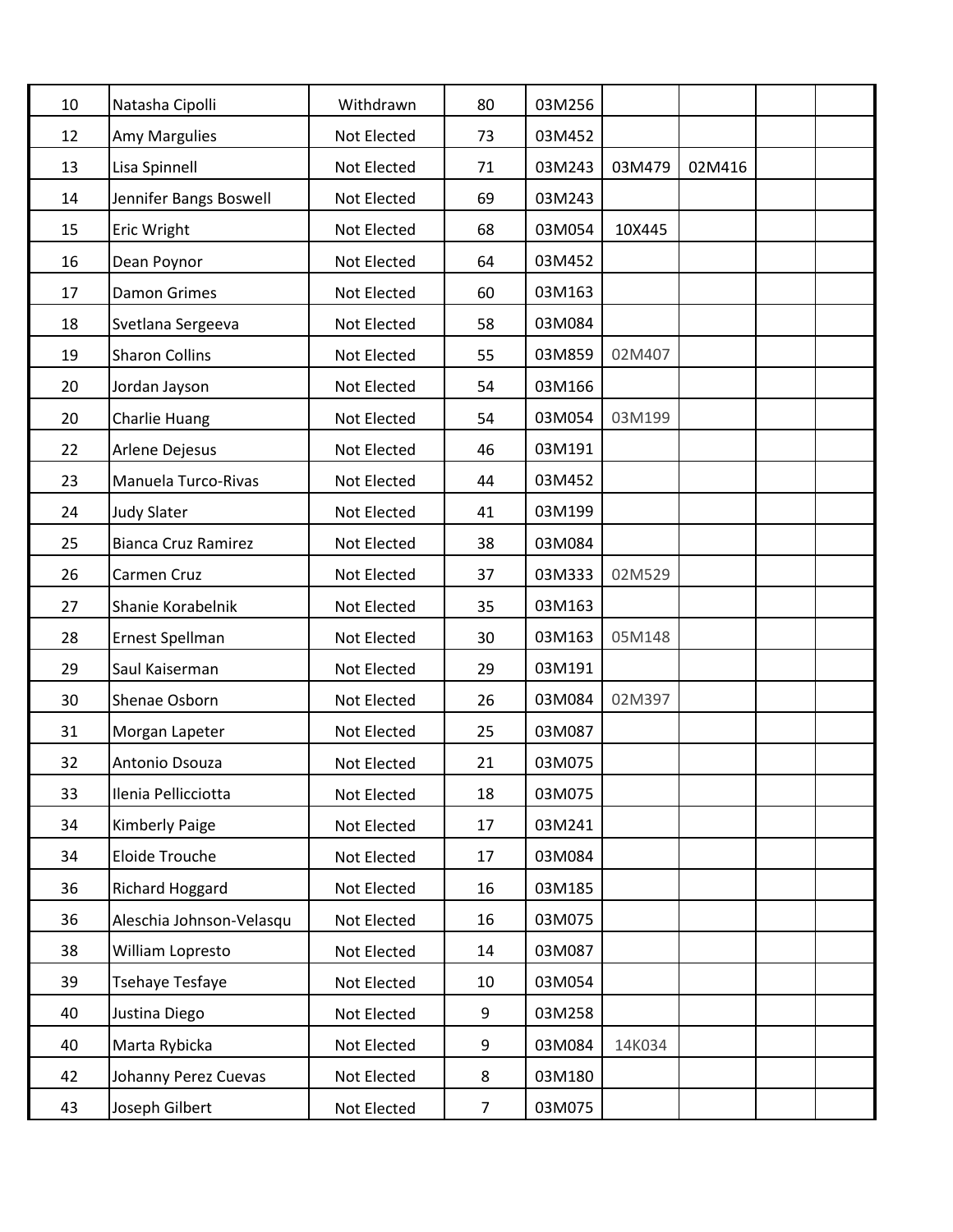| | | | | | | | | |
|---|---|---|---|---|---|---|---|---|
| 10 | Natasha Cipolli | Withdrawn | 80 | 03M256 | | | | |
| 12 | Amy Margulies | Not Elected | 73 | 03M452 | | | | |
| 13 | Lisa Spinnell | Not Elected | 71 | 03M243 | 03M479 | 02M416 | | |
| 14 | Jennifer Bangs Boswell | Not Elected | 69 | 03M243 | | | | |
| 15 | Eric Wright | Not Elected | 68 | 03M054 | 10X445 | | | |
| 16 | Dean Poynor | Not Elected | 64 | 03M452 | | | | |
| 17 | Damon Grimes | Not Elected | 60 | 03M163 | | | | |
| 18 | Svetlana Sergeeva | Not Elected | 58 | 03M084 | | | | |
| 19 | Sharon Collins | Not Elected | 55 | 03M859 | 02M407 | | | |
| 20 | Jordan Jayson | Not Elected | 54 | 03M166 | | | | |
| 20 | Charlie Huang | Not Elected | 54 | 03M054 | 03M199 | | | |
| 22 | Arlene Dejesus | Not Elected | 46 | 03M191 | | | | |
| 23 | Manuela Turco-Rivas | Not Elected | 44 | 03M452 | | | | |
| 24 | Judy Slater | Not Elected | 41 | 03M199 | | | | |
| 25 | Bianca Cruz Ramirez | Not Elected | 38 | 03M084 | | | | |
| 26 | Carmen Cruz | Not Elected | 37 | 03M333 | 02M529 | | | |
| 27 | Shanie Korabelnik | Not Elected | 35 | 03M163 | | | | |
| 28 | Ernest Spellman | Not Elected | 30 | 03M163 | 05M148 | | | |
| 29 | Saul Kaiserman | Not Elected | 29 | 03M191 | | | | |
| 30 | Shenae Osborn | Not Elected | 26 | 03M084 | 02M397 | | | |
| 31 | Morgan Lapeter | Not Elected | 25 | 03M087 | | | | |
| 32 | Antonio Dsouza | Not Elected | 21 | 03M075 | | | | |
| 33 | Ilenia Pellicciotta | Not Elected | 18 | 03M075 | | | | |
| 34 | Kimberly Paige | Not Elected | 17 | 03M241 | | | | |
| 34 | Eloide Trouche | Not Elected | 17 | 03M084 | | | | |
| 36 | Richard Hoggard | Not Elected | 16 | 03M185 | | | | |
| 36 | Aleschia Johnson-Velasqu | Not Elected | 16 | 03M075 | | | | |
| 38 | William Lopresto | Not Elected | 14 | 03M087 | | | | |
| 39 | Tsehaye Tesfaye | Not Elected | 10 | 03M054 | | | | |
| 40 | Justina Diego | Not Elected | 9 | 03M258 | | | | |
| 40 | Marta Rybicka | Not Elected | 9 | 03M084 | 14K034 | | | |
| 42 | Johanny Perez Cuevas | Not Elected | 8 | 03M180 | | | | |
| 43 | Joseph Gilbert | Not Elected | 7 | 03M075 | | | | |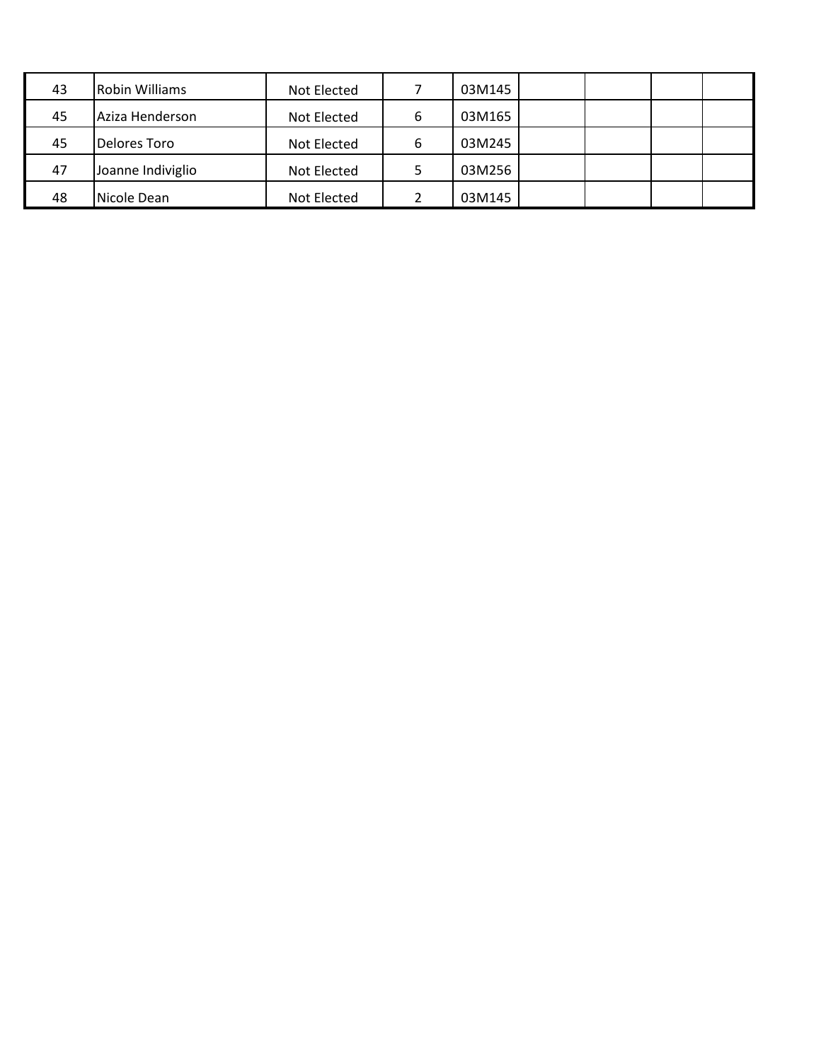| | | | | | | | | |
|---|---|---|---|---|---|---|---|---|
| 43 | Robin Williams | Not Elected | 7 | 03M145 | | | | |
| 45 | Aziza Henderson | Not Elected | 6 | 03M165 | | | | |
| 45 | Delores Toro | Not Elected | 6 | 03M245 | | | | |
| 47 | Joanne Indiviglio | Not Elected | 5 | 03M256 | | | | |
| 48 | Nicole Dean | Not Elected | 2 | 03M145 | | | | |